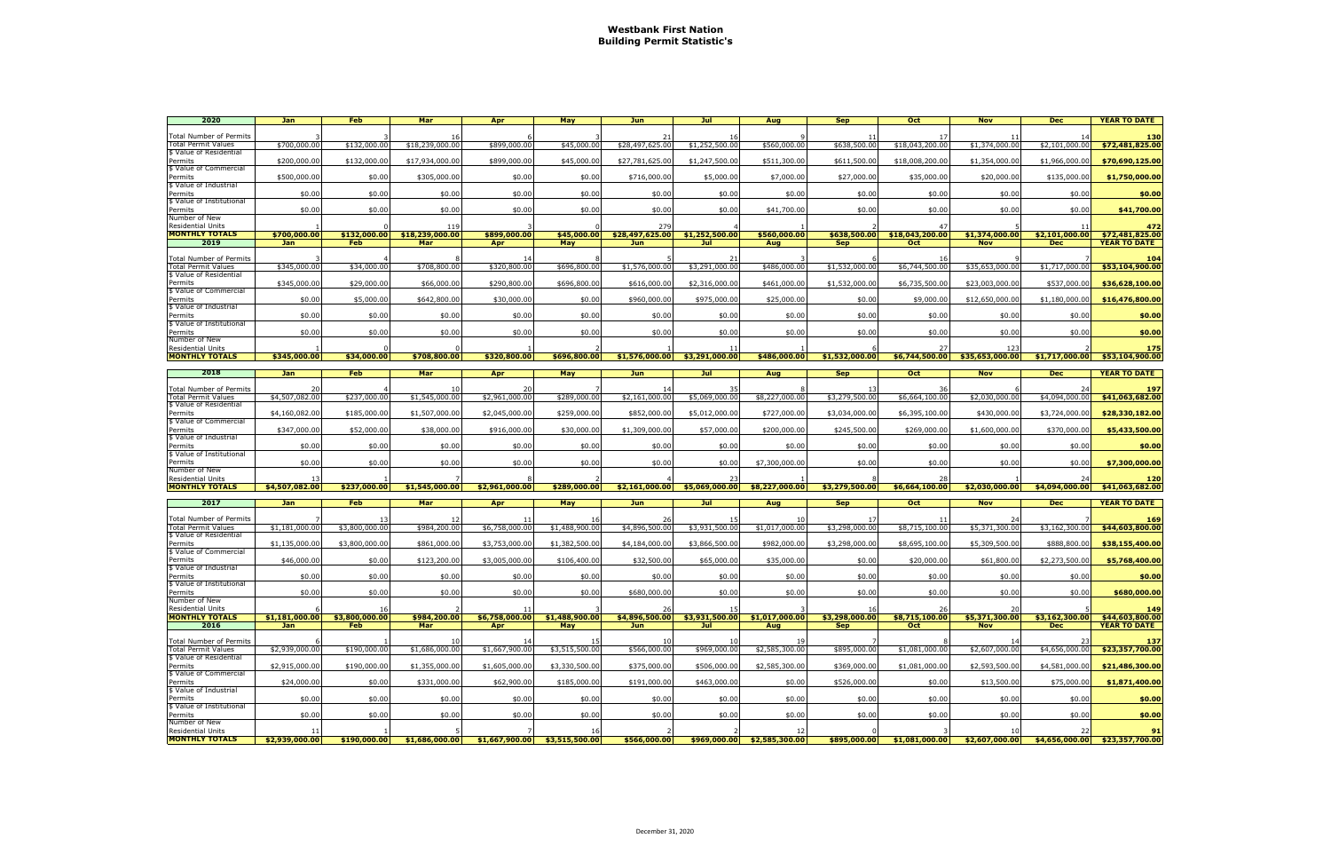# Westbank First Nation
## Building Permit Statistic's

| 2020 | Jan | Feb | Mar | Apr | May | Jun | Jul | Aug | Sep | Oct | Nov | Dec | YEAR TO DATE |
|---|---|---|---|---|---|---|---|---|---|---|---|---|---|
| Total Number of Permits | 3 | 3 | 16 | 6 | 3 | 21 | 16 | 9 | 11 | 17 | 11 | 14 | 130 |
| Total Permit Values | $700,000.00 | $132,000.00 | $18,239,000.00 | $899,000.00 | $45,000.00 | $28,497,625.00 | $1,252,500.00 | $560,000.00 | $638,500.00 | $18,043,200.00 | $1,374,000.00 | $2,101,000.00 | $72,481,825.00 |
| $ Value of Residential Permits | $200,000.00 | $132,000.00 | $17,934,000.00 | $899,000.00 | $45,000.00 | $27,781,625.00 | $1,247,500.00 | $511,300.00 | $611,500.00 | $18,008,200.00 | $1,354,000.00 | $1,966,000.00 | $70,690,125.00 |
| $ Value of Commercial Permits | $500,000.00 | $0.00 | $305,000.00 | $0.00 | $0.00 | $716,000.00 | $5,000.00 | $7,000.00 | $27,000.00 | $35,000.00 | $20,000.00 | $135,000.00 | $1,750,000.00 |
| $ Value of Industrial Permits | $0.00 | $0.00 | $0.00 | $0.00 | $0.00 | $0.00 | $0.00 | $0.00 | $0.00 | $0.00 | $0.00 | $0.00 | $0.00 |
| $ Value of Institutional Permits | $0.00 | $0.00 | $0.00 | $0.00 | $0.00 | $0.00 | $0.00 | $41,700.00 | $0.00 | $0.00 | $0.00 | $0.00 | $41,700.00 |
| Number of New Residential Units | 1 | 0 | 119 | 3 | 0 | 279 | 4 | 1 | 2 | 47 | 5 | 11 | 472 |
| MONTHLY TOTALS | $700,000.00 | $132,000.00 | $18,239,000.00 | $899,000.00 | $45,000.00 | $28,497,625.00 | $1,252,500.00 | $560,000.00 | $638,500.00 | $18,043,200.00 | $1,374,000.00 | $2,101,000.00 | $72,481,825.00 |

| 2019 | Jan | Feb | Mar | Apr | May | Jun | Jul | Aug | Sep | Oct | Nov | Dec | YEAR TO DATE |
|---|---|---|---|---|---|---|---|---|---|---|---|---|---|
| Total Number of Permits | 3 | 4 | 8 | 14 | 8 | 5 | 21 | 3 | 6 | 16 | 9 | 7 | 104 |
| Total Permit Values | $345,000.00 | $34,000.00 | $708,800.00 | $320,800.00 | $696,800.00 | $1,576,000.00 | $3,291,000.00 | $486,000.00 | $1,532,000.00 | $6,744,500.00 | $35,653,000.00 | $1,717,000.00 | $53,104,900.00 |
| $ Value of Residential Permits | $345,000.00 | $29,000.00 | $66,000.00 | $290,800.00 | $696,800.00 | $616,000.00 | $2,316,000.00 | $461,000.00 | $1,532,000.00 | $6,735,500.00 | $23,003,000.00 | $537,000.00 | $36,628,100.00 |
| $ Value of Commercial Permits | $0.00 | $5,000.00 | $642,800.00 | $30,000.00 | $0.00 | $960,000.00 | $975,000.00 | $25,000.00 | $0.00 | $9,000.00 | $12,650,000.00 | $1,180,000.00 | $16,476,800.00 |
| $ Value of Industrial Permits | $0.00 | $0.00 | $0.00 | $0.00 | $0.00 | $0.00 | $0.00 | $0.00 | $0.00 | $0.00 | $0.00 | $0.00 | $0.00 |
| $ Value of Institutional Permits | $0.00 | $0.00 | $0.00 | $0.00 | $0.00 | $0.00 | $0.00 | $0.00 | $0.00 | $0.00 | $0.00 | $0.00 | $0.00 |
| Number of New Residential Units | 1 | 0 | 0 | 1 | 2 | 1 | 11 | 1 | 6 | 27 | 123 | 2 | 175 |
| MONTHLY TOTALS | $345,000.00 | $34,000.00 | $708,800.00 | $320,800.00 | $696,800.00 | $1,576,000.00 | $3,291,000.00 | $486,000.00 | $1,532,000.00 | $6,744,500.00 | $35,653,000.00 | $1,717,000.00 | $53,104,900.00 |

| 2018 | Jan | Feb | Mar | Apr | May | Jun | Jul | Aug | Sep | Oct | Nov | Dec | YEAR TO DATE |
|---|---|---|---|---|---|---|---|---|---|---|---|---|---|
| Total Number of Permits | 20 | 4 | 10 | 20 | 7 | 14 | 35 | 8 | 13 | 36 | 6 | 24 | 197 |
| Total Permit Values | $4,507,082.00 | $237,000.00 | $1,545,000.00 | $2,961,000.00 | $289,000.00 | $2,161,000.00 | $5,069,000.00 | $8,227,000.00 | $3,279,500.00 | $6,664,100.00 | $2,030,000.00 | $4,094,000.00 | $41,063,682.00 |
| $ Value of Residential Permits | $4,160,082.00 | $185,000.00 | $1,507,000.00 | $2,045,000.00 | $259,000.00 | $852,000.00 | $5,012,000.00 | $727,000.00 | $3,034,000.00 | $6,395,100.00 | $430,000.00 | $3,724,000.00 | $28,330,182.00 |
| $ Value of Commercial Permits | $347,000.00 | $52,000.00 | $38,000.00 | $916,000.00 | $30,000.00 | $1,309,000.00 | $57,000.00 | $200,000.00 | $245,500.00 | $269,000.00 | $1,600,000.00 | $370,000.00 | $5,433,500.00 |
| $ Value of Industrial Permits | $0.00 | $0.00 | $0.00 | $0.00 | $0.00 | $0.00 | $0.00 | $0.00 | $0.00 | $0.00 | $0.00 | $0.00 | $0.00 |
| $ Value of Institutional Permits | $0.00 | $0.00 | $0.00 | $0.00 | $0.00 | $0.00 | $0.00 | $7,300,000.00 | $0.00 | $0.00 | $0.00 | $0.00 | $7,300,000.00 |
| Number of New Residential Units | 13 | 1 | 7 | 8 | 2 | 4 | 23 | 1 | 8 | 28 | 1 | 24 | 120 |
| MONTHLY TOTALS | $4,507,082.00 | $237,000.00 | $1,545,000.00 | $2,961,000.00 | $289,000.00 | $2,161,000.00 | $5,069,000.00 | $8,227,000.00 | $3,279,500.00 | $6,664,100.00 | $2,030,000.00 | $4,094,000.00 | $41,063,682.00 |

| 2017 | Jan | Feb | Mar | Apr | May | Jun | Jul | Aug | Sep | Oct | Nov | Dec | YEAR TO DATE |
|---|---|---|---|---|---|---|---|---|---|---|---|---|---|
| Total Number of Permits | 7 | 13 | 12 | 11 | 16 | 26 | 15 | 10 | 17 | 11 | 24 | 7 | 169 |
| Total Permit Values | $1,181,000.00 | $3,800,000.00 | $984,200.00 | $6,758,000.00 | $1,488,900.00 | $4,896,500.00 | $3,931,500.00 | $1,017,000.00 | $3,298,000.00 | $8,715,100.00 | $5,371,300.00 | $3,162,300.00 | $44,603,800.00 |
| $ Value of Residential Permits | $1,135,000.00 | $3,800,000.00 | $861,000.00 | $3,753,000.00 | $1,382,500.00 | $4,184,000.00 | $3,866,500.00 | $982,000.00 | $3,298,000.00 | $8,695,100.00 | $5,309,500.00 | $888,800.00 | $38,155,400.00 |
| $ Value of Commercial Permits | $46,000.00 | $0.00 | $123,200.00 | $3,005,000.00 | $106,400.00 | $32,500.00 | $65,000.00 | $35,000.00 | $0.00 | $20,000.00 | $61,800.00 | $2,273,500.00 | $5,768,400.00 |
| $ Value of Industrial Permits | $0.00 | $0.00 | $0.00 | $0.00 | $0.00 | $0.00 | $0.00 | $0.00 | $0.00 | $0.00 | $0.00 | $0.00 | $0.00 |
| $ Value of Institutional Permits | $0.00 | $0.00 | $0.00 | $0.00 | $0.00 | $680,000.00 | $0.00 | $0.00 | $0.00 | $0.00 | $0.00 | $0.00 | $680,000.00 |
| Number of New Residential Units | 6 | 16 | 2 | 11 | 3 | 26 | 15 | 3 | 16 | 26 | 20 | 5 | 149 |
| MONTHLY TOTALS | $1,181,000.00 | $3,800,000.00 | $984,200.00 | $6,758,000.00 | $1,488,900.00 | $4,896,500.00 | $3,931,500.00 | $1,017,000.00 | $3,298,000.00 | $8,715,100.00 | $5,371,300.00 | $3,162,300.00 | $44,603,800.00 |

| 2016 | Jan | Feb | Mar | Apr | May | Jun | Jul | Aug | Sep | Oct | Nov | Dec | YEAR TO DATE |
|---|---|---|---|---|---|---|---|---|---|---|---|---|---|
| Total Number of Permits | 6 | 1 | 10 | 14 | 15 | 10 | 10 | 19 | 7 | 8 | 14 | 23 | 137 |
| Total Permit Values | $2,939,000.00 | $190,000.00 | $1,686,000.00 | $1,667,900.00 | $3,515,500.00 | $566,000.00 | $969,000.00 | $2,585,300.00 | $895,000.00 | $1,081,000.00 | $2,607,000.00 | $4,656,000.00 | $23,357,700.00 |
| $ Value of Residential Permits | $2,915,000.00 | $190,000.00 | $1,355,000.00 | $1,605,000.00 | $3,330,500.00 | $375,000.00 | $506,000.00 | $2,585,300.00 | $369,000.00 | $1,081,000.00 | $2,593,500.00 | $4,581,000.00 | $21,486,300.00 |
| $ Value of Commercial Permits | $24,000.00 | $0.00 | $331,000.00 | $62,900.00 | $185,000.00 | $191,000.00 | $463,000.00 | $0.00 | $526,000.00 | $0.00 | $13,500.00 | $75,000.00 | $1,871,400.00 |
| $ Value of Industrial Permits | $0.00 | $0.00 | $0.00 | $0.00 | $0.00 | $0.00 | $0.00 | $0.00 | $0.00 | $0.00 | $0.00 | $0.00 | $0.00 |
| $ Value of Institutional Permits | $0.00 | $0.00 | $0.00 | $0.00 | $0.00 | $0.00 | $0.00 | $0.00 | $0.00 | $0.00 | $0.00 | $0.00 | $0.00 |
| Number of New Residential Units | 11 | 1 | 5 | 7 | 16 | 2 | 2 | 12 | 0 | 3 | 10 | 22 | 91 |
| MONTHLY TOTALS | $2,939,000.00 | $190,000.00 | $1,686,000.00 | $1,667,900.00 | $3,515,500.00 | $566,000.00 | $969,000.00 | $2,585,300.00 | $895,000.00 | $1,081,000.00 | $2,607,000.00 | $4,656,000.00 | $23,357,700.00 |

December 31, 2020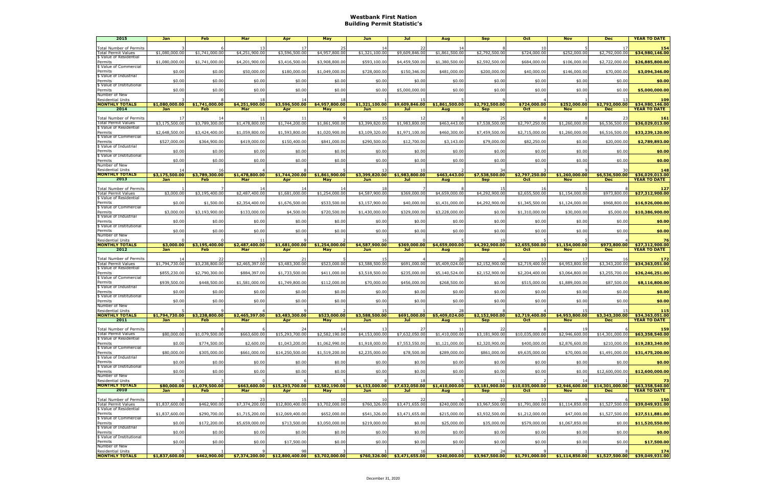# Westbank First Nation
## Building Permit Statistic's

| 2015 | Jan | Feb | Mar | Apr | May | Jun | Jul | Aug | Sep | Oct | Nov | Dec | YEAR TO DATE |
|---|---|---|---|---|---|---|---|---|---|---|---|---|---|
| Total Number of Permits | 3 | 6 | 13 | 17 | 25 | 14 | 22 | 14 | 8 | 10 | 5 | 17 | 154 |
| Total Permit Values | $1,080,000.00 | $1,741,000.00 | $4,251,900.00 | $3,596,500.00 | $4,957,800.00 | $1,321,100.00 | $9,609,846.00 | $1,861,500.00 | $2,792,500.00 | $724,000.00 | $252,000.00 | $2,792,000.00 | $34,980,146.00 |
| $ Value of Residential Permits | $1,080,000.00 | $1,741,000.00 | $4,201,900.00 | $3,416,500.00 | $3,908,800.00 | $593,100.00 | $4,459,500.00 | $1,380,500.00 | $2,592,500.00 | $684,000.00 | $106,000.00 | $2,722,000.00 | $26,885,800.00 |
| $ Value of Commercial Permits | $0.00 | $0.00 | $50,000.00 | $180,000.00 | $1,049,000.00 | $728,000.00 | $150,346.00 | $481,000.00 | $200,000.00 | $40,000.00 | $146,000.00 | $70,000.00 | $3,094,346.00 |
| $ Value of Industrial Permits | $0.00 | $0.00 | $0.00 | $0.00 | $0.00 | $0.00 | $0.00 | $0.00 | $0.00 | $0.00 | $0.00 | $0.00 | $0.00 |
| $ Value of Institutional Permits | $0.00 | $0.00 | $0.00 | $0.00 | $0.00 | $0.00 | $5,000,000.00 | $0.00 | $0.00 | $0.00 | $0.00 | $0.00 | $5,000,000.00 |
| Number of New Residential Units | 3 | 8 | 18 | 14 | 18 | 1 | 15 | 5 | 9 | 4 | 1 | 13 | 109 |
| MONTHLY TOTALS | $1,080,000.00 | $1,741,000.00 | $4,251,900.00 | $3,596,500.00 | $4,957,800.00 | $1,321,100.00 | $9,609,846.00 | $1,861,500.00 | $2,792,500.00 | $724,000.00 | $252,000.00 | $2,792,000.00 | $34,980,146.00 |
| **2014** | **Jan** | **Feb** | **Mar** | **Apr** | **May** | **Jun** | **Jul** | **Aug** | **Sep** | **Oct** | **Nov** | **Dec** | **YEAR TO DATE** |
| Total Number of Permits | 17 | 14 | 11 | 11 | 9 | 15 | 12 | 8 | 25 | 8 | 8 | 23 | 161 |
| Total Permit Values | $3,175,500.00 | $3,789,300.00 | $1,478,800.00 | $1,744,200.00 | $1,861,900.00 | $3,399,820.00 | $1,983,800.00 | $463,443.00 | $7,538,500.00 | $2,797,250.00 | $1,260,000.00 | $6,536,500.00 | $36,029,013.00 |
| $ Value of Residential Permits | $2,648,500.00 | $3,424,400.00 | $1,059,800.00 | $1,593,800.00 | $1,020,900.00 | $3,109,320.00 | $1,971,100.00 | $460,300.00 | $7,459,500.00 | $2,715,000.00 | $1,260,000.00 | $6,516,500.00 | $33,239,120.00 |
| $ Value of Commercial Permits | $527,000.00 | $364,900.00 | $419,000.00 | $150,400.00 | $841,000.00 | $290,500.00 | $12,700.00 | $3,143.00 | $79,000.00 | $82,250.00 | $0.00 | $20,000.00 | $2,789,893.00 |
| $ Value of Industrial Permits | $0.00 | $0.00 | $0.00 | $0.00 | $0.00 | $0.00 | $0.00 | $0.00 | $0.00 | $0.00 | $0.00 | $0.00 | $0.00 |
| $ Value of Institutional Permits | $0.00 | $0.00 | $0.00 | $0.00 | $0.00 | $0.00 | $0.00 | $0.00 | $0.00 | $0.00 | $0.00 | $0.00 | $0.00 |
| Number of New Residential Units | 14 | 16 | 4 | 8 | 5 | 13 | 10 | 2 | 34 | 3 | 9 | 30 | 148 |
| MONTHLY TOTALS | $3,175,500.00 | $3,789,300.00 | $1,478,800.00 | $1,744,200.00 | $1,861,900.00 | $3,399,820.00 | $1,983,800.00 | $463,443.00 | $7,538,500.00 | $2,797,250.00 | $1,260,000.00 | $6,536,500.00 | $36,029,013.00 |
| **2013** | **Jan** | **Feb** | **Mar** | **Apr** | **May** | **Jun** | **Jul** | **Aug** | **Sep** | **Oct** | **Nov** | **Dec** | **YEAR TO DATE** |
| Total Number of Permits | 1 | 7 | 14 | 14 | 14 | 18 | 7 | 8 | 15 | 16 | 5 | 8 | 127 |
| Total Permit Values | $3,000.00 | $3,195,400.00 | $2,487,400.00 | $1,681,000.00 | $1,254,000.00 | $4,587,900.00 | $369,000.00 | $4,659,000.00 | $4,292,900.00 | $2,655,500.00 | $1,154,000.00 | $973,800.00 | $27,312,900.00 |
| $ Value of Residential Permits | $0.00 | $1,500.00 | $2,354,400.00 | $1,676,500.00 | $533,500.00 | $3,157,900.00 | $40,000.00 | $1,431,000.00 | $4,292,900.00 | $1,345,500.00 | $1,124,000.00 | $968,800.00 | $16,926,000.00 |
| $ Value of Commercial Permits | $3,000.00 | $3,193,900.00 | $133,000.00 | $4,500.00 | $720,500.00 | $1,430,000.00 | $329,000.00 | $3,228,000.00 | $0.00 | $1,310,000.00 | $30,000.00 | $5,000.00 | $10,386,900.00 |
| $ Value of Industrial Permits | $0.00 | $0.00 | $0.00 | $0.00 | $0.00 | $0.00 | $0.00 | $0.00 | $0.00 | $0.00 | $0.00 | $0.00 | $0.00 |
| $ Value of Institutional Permits | $0.00 | $0.00 | $0.00 | $0.00 | $0.00 | $0.00 | $0.00 | $0.00 | $0.00 | $0.00 | $0.00 | $0.00 | $0.00 |
| Number of New Residential Units | 0 | 0 | 11 | 9 | 2 | 16 | 0 | 5 | 19 | 5 | 5 | 4 | 76 |
| MONTHLY TOTALS | $3,000.00 | $3,195,400.00 | $2,487,400.00 | $1,681,000.00 | $1,254,000.00 | $4,587,900.00 | $369,000.00 | $4,659,000.00 | $4,292,900.00 | $2,655,500.00 | $1,154,000.00 | $973,800.00 | $27,312,900.00 |
| **2012** | **Jan** | **Feb** | **Mar** | **Apr** | **May** | **Jun** | **Jul** | **Aug** | **Sep** | **Oct** | **Nov** | **Dec** | **YEAR TO DATE** |
| Total Number of Permits | 14 | 22 | 13 | 21 | 5 | 15 | 4 | 28 | 4 | 13 | 17 | 16 | 172 |
| Total Permit Values | $1,794,730.00 | $3,238,800.00 | $2,465,397.00 | $3,483,300.00 | $523,000.00 | $3,588,500.00 | $691,000.00 | $5,409,024.00 | $2,152,900.00 | $2,719,400.00 | $4,953,800.00 | $3,343,200.00 | $34,363,051.00 |
| $ Value of Residential Permits | $855,230.00 | $2,790,300.00 | $884,397.00 | $1,733,500.00 | $411,000.00 | $3,518,500.00 | $235,000.00 | $5,140,524.00 | $2,152,900.00 | $2,204,400.00 | $3,064,800.00 | $3,255,700.00 | $26,246,251.00 |
| $ Value of Commercial Permits | $939,500.00 | $448,500.00 | $1,581,000.00 | $1,749,800.00 | $112,000.00 | $70,000.00 | $456,000.00 | $268,500.00 | $0.00 | $515,000.00 | $1,889,000.00 | $87,500.00 | $8,116,800.00 |
| $ Value of Industrial Permits | $0.00 | $0.00 | $0.00 | $0.00 | $0.00 | $0.00 | $0.00 | $0.00 | $0.00 | $0.00 | $0.00 | $0.00 | $0.00 |
| $ Value of Institutional Permits | $0.00 | $0.00 | $0.00 | $0.00 | $0.00 | $0.00 | $0.00 | $0.00 | $0.00 | $0.00 | $0.00 | $0.00 | $0.00 |
| Number of New Residential Units | 5 | 9 | 4 | 9 | 2 | 15 | 1 | 28 | 8 | 4 | 15 | 15 | 115 |
| MONTHLY TOTALS | $1,794,730.00 | $3,238,800.00 | $2,465,397.00 | $3,483,300.00 | $523,000.00 | $3,588,500.00 | $691,000.00 | $5,409,024.00 | $2,152,900.00 | $2,719,400.00 | $4,953,800.00 | $3,343,200.00 | $34,363,051.00 |
| **2011** | **Jan** | **Feb** | **Mar** | **Apr** | **May** | **Jun** | **Jul** | **Aug** | **Sep** | **Oct** | **Nov** | **Dec** | **YEAR TO DATE** |
| Total Number of Permits | 1 | 8 | 6 | 24 | 14 | 13 | 27 | 11 | 22 | 8 | 19 | 6 | 159 |
| Total Permit Values | $80,000.00 | $1,079,500.00 | $663,600.00 | $15,293,700.00 | $2,582,190.00 | $4,153,000.00 | $7,632,050.00 | $1,410,000.00 | $3,181,900.00 | $10,035,000.00 | $2,946,600.00 | $14,301,000.00 | $63,358,540.00 |
| $ Value of Residential Permits | $0.00 | $774,500.00 | $2,600.00 | $1,043,200.00 | $1,062,990.00 | $1,918,000.00 | $7,553,550.00 | $1,121,000.00 | $2,320,900.00 | $400,000.00 | $2,876,600.00 | $210,000.00 | $19,283,340.00 |
| $ Value of Commercial Permits | $80,000.00 | $305,000.00 | $661,000.00 | $14,250,500.00 | $1,519,200.00 | $2,235,000.00 | $78,500.00 | $289,000.00 | $861,000.00 | $9,635,000.00 | $70,000.00 | $1,491,000.00 | $31,475,200.00 |
| $ Value of Industrial Permits | $0.00 | $0.00 | $0.00 | $0.00 | $0.00 | $0.00 | $0.00 | $0.00 | $0.00 | $0.00 | $0.00 | $0.00 | $0.00 |
| $ Value of Institutional Permits | $0.00 | $0.00 | $0.00 | $0.00 | $0.00 | $0.00 | $0.00 | $0.00 | $0.00 | $0.00 | $0.00 | $12,600,000.00 | $12,600,000.00 |
| Number of New Residential Units | 0 | 3 | 0 | 6 | 5 | 8 | 18 | 5 | 11 | 2 | 14 | 1 | 73 |
| MONTHLY TOTALS | $80,000.00 | $1,079,500.00 | $663,600.00 | $15,293,700.00 | $2,582,190.00 | $4,153,000.00 | $7,632,050.00 | $1,410,000.00 | $3,181,900.00 | $10,035,000.00 | $2,946,600.00 | $14,301,000.00 | $63,358,540.00 |
| **2010** | **Jan** | **Feb** | **Mar** | **Apr** | **May** | **Jun** | **Jul** | **Aug** | **Sep** | **Oct** | **Nov** | **Dec** | **YEAR TO DATE** |
| Total Number of Permits | 8 | 7 | 23 | 15 | 10 | 10 | 22 | 4 | 23 | 13 | 9 | 6 | 150 |
| Total Permit Values | $1,837,600.00 | $462,900.00 | $7,374,200.00 | $12,800,400.00 | $3,702,000.00 | $760,326.00 | $3,471,655.00 | $240,000.00 | $3,967,500.00 | $1,791,000.00 | $1,114,850.00 | $1,527,500.00 | $39,049,931.00 |
| $ Value of Residential Permits | $1,837,600.00 | $290,700.00 | $1,715,200.00 | $12,069,400.00 | $652,000.00 | $541,326.00 | $3,471,655.00 | $215,000.00 | $3,932,500.00 | $1,212,000.00 | $47,000.00 | $1,527,500.00 | $27,511,881.00 |
| $ Value of Commercial Permits | $0.00 | $172,200.00 | $5,659,000.00 | $713,500.00 | $3,050,000.00 | $219,000.00 | $0.00 | $25,000.00 | $35,000.00 | $579,000.00 | $1,067,850.00 | $0.00 | $11,520,550.00 |
| $ Value of Industrial Permits | $0.00 | $0.00 | $0.00 | $0.00 | $0.00 | $0.00 | $0.00 | $0.00 | $0.00 | $0.00 | $0.00 | $0.00 | $0.00 |
| $ Value of Institutional Permits | $0.00 | $0.00 | $0.00 | $17,500.00 | $0.00 | $0.00 | $0.00 | $0.00 | $0.00 | $0.00 | $0.00 | $0.00 | $17,500.00 |
| Number of New Residential Units | 3 | 1 | 9 | 98 | 3 | 1 | 16 | 1 | 24 | 9 | 1 | 8 | 174 |
| MONTHLY TOTALS | $1,837,600.00 | $462,900.00 | $7,374,200.00 | $12,800,400.00 | $3,702,000.00 | $760,326.00 | $3,471,655.00 | $240,000.00 | $3,967,500.00 | $1,791,000.00 | $1,114,850.00 | $1,527,500.00 | $39,049,931.00 |

December 31, 2020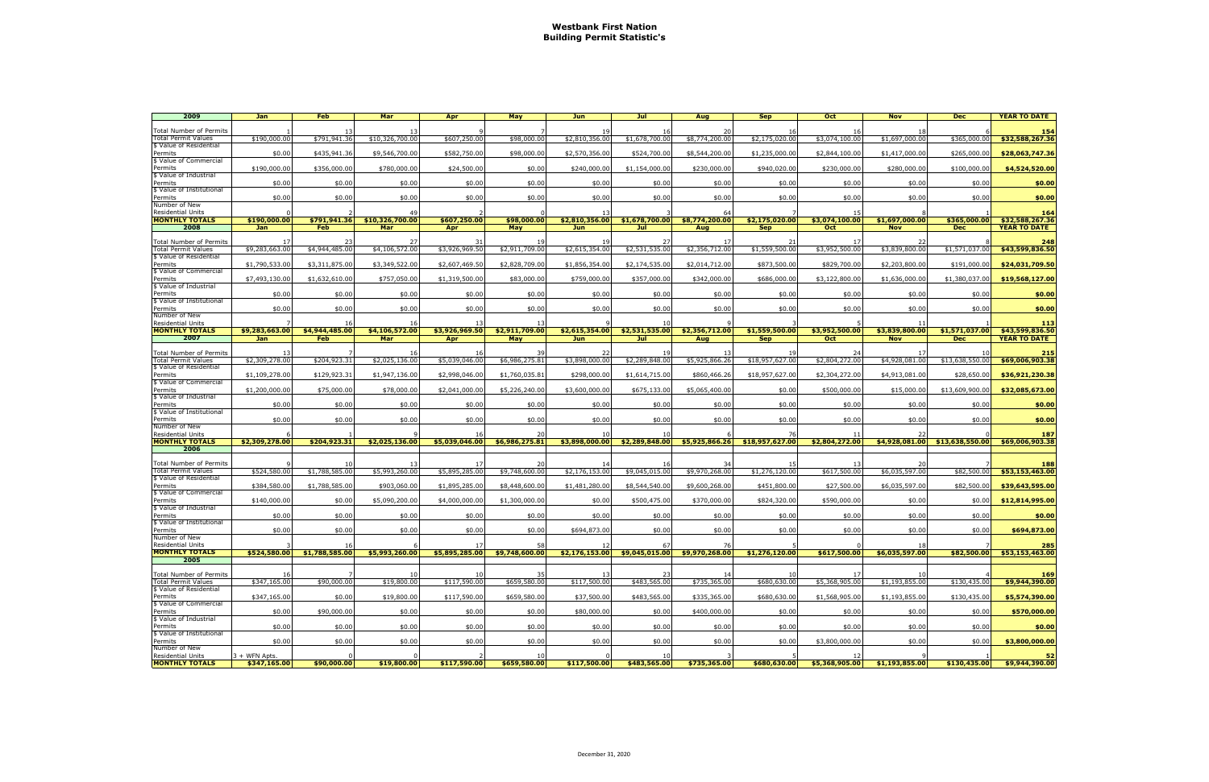# Westbank First Nation
## Building Permit Statistic's

| 2009 | Jan | Feb | Mar | Apr | May | Jun | Jul | Aug | Sep | Oct | Nov | Dec | YEAR TO DATE |
|---|---|---|---|---|---|---|---|---|---|---|---|---|---|
| Total Number of Permits | 1 | 13 | 13 | 9 | 7 | 19 | 16 | 20 | 16 | 16 | 18 | 6 | 154 |
| Total Permit Values | $190,000.00 | $791,941.36 | $10,326,700.00 | $607,250.00 | $98,000.00 | $2,810,356.00 | $1,678,700.00 | $8,774,200.00 | $2,175,020.00 | $3,074,100.00 | $1,697,000.00 | $365,000.00 | $32,588,267.36 |
| $ Value of Residential Permits | $0.00 | $435,941.36 | $9,546,700.00 | $582,750.00 | $98,000.00 | $2,570,356.00 | $524,700.00 | $8,544,200.00 | $1,235,000.00 | $2,844,100.00 | $1,417,000.00 | $265,000.00 | $28,063,747.36 |
| $ Value of Commercial Permits | $190,000.00 | $356,000.00 | $780,000.00 | $24,500.00 | $0.00 | $240,000.00 | $1,154,000.00 | $230,000.00 | $940,020.00 | $230,000.00 | $280,000.00 | $100,000.00 | $4,524,520.00 |
| $ Value of Industrial Permits | $0.00 | $0.00 | $0.00 | $0.00 | $0.00 | $0.00 | $0.00 | $0.00 | $0.00 | $0.00 | $0.00 | $0.00 | $0.00 |
| $ Value of Institutional Permits | $0.00 | $0.00 | $0.00 | $0.00 | $0.00 | $0.00 | $0.00 | $0.00 | $0.00 | $0.00 | $0.00 | $0.00 | $0.00 |
| Number of New Residential Units | 0 | 2 | 49 | 2 | 0 | 13 | 3 | 64 | 7 | 15 | 8 | 1 | 164 |
| MONTHLY TOTALS | $190,000.00 | $791,941.36 | $10,326,700.00 | $607,250.00 | $98,000.00 | $2,810,356.00 | $1,678,700.00 | $8,774,200.00 | $2,175,020.00 | $3,074,100.00 | $1,697,000.00 | $365,000.00 | $32,588,267.36 |
| **2008** | **Jan** | **Feb** | **Mar** | **Apr** | **May** | **Jun** | **Jul** | **Aug** | **Sep** | **Oct** | **Nov** | **Dec** | **YEAR TO DATE** |
| Total Number of Permits | 17 | 23 | 27 | 31 | 19 | 19 | 27 | 17 | 21 | 17 | 22 | 8 | 248 |
| Total Permit Values | $9,283,663.00 | $4,944,485.00 | $4,106,572.00 | $3,926,969.50 | $2,911,709.00 | $2,615,354.00 | $2,531,535.00 | $2,356,712.00 | $1,559,500.00 | $3,952,500.00 | $3,839,800.00 | $1,571,037.00 | $43,599,836.50 |
| $ Value of Residential Permits | $1,790,533.00 | $3,311,875.00 | $3,349,522.00 | $2,607,469.50 | $2,828,709.00 | $1,856,354.00 | $2,174,535.00 | $2,014,712.00 | $873,500.00 | $829,700.00 | $2,203,800.00 | $191,000.00 | $24,031,709.50 |
| $ Value of Commercial Permits | $7,493,130.00 | $1,632,610.00 | $757,050.00 | $1,319,500.00 | $83,000.00 | $759,000.00 | $357,000.00 | $342,000.00 | $686,000.00 | $3,122,800.00 | $1,636,000.00 | $1,380,037.00 | $19,568,127.00 |
| $ Value of Industrial Permits | $0.00 | $0.00 | $0.00 | $0.00 | $0.00 | $0.00 | $0.00 | $0.00 | $0.00 | $0.00 | $0.00 | $0.00 | $0.00 |
| $ Value of Institutional Permits | $0.00 | $0.00 | $0.00 | $0.00 | $0.00 | $0.00 | $0.00 | $0.00 | $0.00 | $0.00 | $0.00 | $0.00 | $0.00 |
| Number of New Residential Units | 7 | 16 | 16 | 13 | 13 | 9 | 10 | 9 | 3 | 5 | 11 | 1 | 113 |
| MONTHLY TOTALS | $9,283,663.00 | $4,944,485.00 | $4,106,572.00 | $3,926,969.50 | $2,911,709.00 | $2,615,354.00 | $2,531,535.00 | $2,356,712.00 | $1,559,500.00 | $3,952,500.00 | $3,839,800.00 | $1,571,037.00 | $43,599,836.50 |
| **2007** | **Jan** | **Feb** | **Mar** | **Apr** | **May** | **Jun** | **Jul** | **Aug** | **Sep** | **Oct** | **Nov** | **Dec** | **YEAR TO DATE** |
| Total Number of Permits | 13 | 7 | 16 | 16 | 39 | 22 | 19 | 13 | 19 | 24 | 17 | 10 | 215 |
| Total Permit Values | $2,309,278.00 | $204,923.31 | $2,025,136.00 | $5,039,046.00 | $6,986,275.81 | $3,898,000.00 | $2,289,848.00 | $5,925,866.26 | $18,957,627.00 | $2,804,272.00 | $4,928,081.00 | $13,638,550.00 | $69,006,903.38 |
| $ Value of Residential Permits | $1,109,278.00 | $129,923.31 | $1,947,136.00 | $2,998,046.00 | $1,760,035.81 | $298,000.00 | $1,614,715.00 | $860,466.26 | $18,957,627.00 | $2,304,272.00 | $4,913,081.00 | $28,650.00 | $36,921,230.38 |
| $ Value of Commercial Permits | $1,200,000.00 | $75,000.00 | $78,000.00 | $2,041,000.00 | $5,226,240.00 | $3,600,000.00 | $675,133.00 | $5,065,400.00 | $0.00 | $500,000.00 | $15,000.00 | $13,609,900.00 | $32,085,673.00 |
| $ Value of Industrial Permits | $0.00 | $0.00 | $0.00 | $0.00 | $0.00 | $0.00 | $0.00 | $0.00 | $0.00 | $0.00 | $0.00 | $0.00 | $0.00 |
| $ Value of Institutional Permits | $0.00 | $0.00 | $0.00 | $0.00 | $0.00 | $0.00 | $0.00 | $0.00 | $0.00 | $0.00 | $0.00 | $0.00 | $0.00 |
| Number of New Residential Units | 6 | 1 | 9 | 16 | 20 | 10 | 10 | 6 | 76 | 11 | 22 | 0 | 187 |
| MONTHLY TOTALS | $2,309,278.00 | $204,923.31 | $2,025,136.00 | $5,039,046.00 | $6,986,275.81 | $3,898,000.00 | $2,289,848.00 | $5,925,866.26 | $18,957,627.00 | $2,804,272.00 | $4,928,081.00 | $13,638,550.00 | $69,006,903.38 |
| **2006** | | | | | | | | | | | | | |
| Total Number of Permits | 9 | 10 | 13 | 17 | 20 | 14 | 16 | 34 | 15 | 13 | 20 | 7 | 188 |
| Total Permit Values | $524,580.00 | $1,788,585.00 | $5,993,260.00 | $5,895,285.00 | $9,748,600.00 | $2,176,153.00 | $9,045,015.00 | $9,970,268.00 | $1,276,120.00 | $617,500.00 | $6,035,597.00 | $82,500.00 | $53,153,463.00 |
| $ Value of Residential Permits | $384,580.00 | $1,788,585.00 | $903,060.00 | $1,895,285.00 | $8,448,600.00 | $1,481,280.00 | $8,544,540.00 | $9,600,268.00 | $451,800.00 | $27,500.00 | $6,035,597.00 | $82,500.00 | $39,643,595.00 |
| $ Value of Commercial Permits | $140,000.00 | $0.00 | $5,090,200.00 | $4,000,000.00 | $1,300,000.00 | $0.00 | $500,475.00 | $370,000.00 | $824,320.00 | $590,000.00 | $0.00 | $0.00 | $12,814,995.00 |
| $ Value of Industrial Permits | $0.00 | $0.00 | $0.00 | $0.00 | $0.00 | $0.00 | $0.00 | $0.00 | $0.00 | $0.00 | $0.00 | $0.00 | $0.00 |
| $ Value of Institutional Permits | $0.00 | $0.00 | $0.00 | $0.00 | $0.00 | $694,873.00 | $0.00 | $0.00 | $0.00 | $0.00 | $0.00 | $0.00 | $694,873.00 |
| Number of New Residential Units | 3 | 16 | 6 | 17 | 58 | 12 | 67 | 76 | 5 | 0 | 18 | 7 | 285 |
| MONTHLY TOTALS | $524,580.00 | $1,788,585.00 | $5,993,260.00 | $5,895,285.00 | $9,748,600.00 | $2,176,153.00 | $9,045,015.00 | $9,970,268.00 | $1,276,120.00 | $617,500.00 | $6,035,597.00 | $82,500.00 | $53,153,463.00 |
| **2005** | | | | | | | | | | | | | |
| Total Number of Permits | 16 | 7 | 10 | 10 | 35 | 13 | 23 | 14 | 10 | 17 | 10 | 4 | 169 |
| Total Permit Values | $347,165.00 | $90,000.00 | $19,800.00 | $117,590.00 | $659,580.00 | $117,500.00 | $483,565.00 | $735,365.00 | $680,630.00 | $5,368,905.00 | $1,193,855.00 | $130,435.00 | $9,944,390.00 |
| $ Value of Residential Permits | $347,165.00 | $0.00 | $19,800.00 | $117,590.00 | $659,580.00 | $37,500.00 | $483,565.00 | $335,365.00 | $680,630.00 | $1,568,905.00 | $1,193,855.00 | $130,435.00 | $5,574,390.00 |
| $ Value of Commercial Permits | $0.00 | $90,000.00 | $0.00 | $0.00 | $0.00 | $80,000.00 | $0.00 | $400,000.00 | $0.00 | $0.00 | $0.00 | $0.00 | $570,000.00 |
| $ Value of Industrial Permits | $0.00 | $0.00 | $0.00 | $0.00 | $0.00 | $0.00 | $0.00 | $0.00 | $0.00 | $0.00 | $0.00 | $0.00 | $0.00 |
| $ Value of Institutional Permits | $0.00 | $0.00 | $0.00 | $0.00 | $0.00 | $0.00 | $0.00 | $0.00 | $0.00 | $3,800,000.00 | $0.00 | $0.00 | $3,800,000.00 |
| Number of New Residential Units | 3 + WFN Apts. | 0 | 0 | 2 | 10 | 0 | 10 | 3 | 5 | 12 | 9 | 1 | 52 |
| MONTHLY TOTALS | $347,165.00 | $90,000.00 | $19,800.00 | $117,590.00 | $659,580.00 | $117,500.00 | $483,565.00 | $735,365.00 | $680,630.00 | $5,368,905.00 | $1,193,855.00 | $130,435.00 | $9,944,390.00 |

December 31, 2020